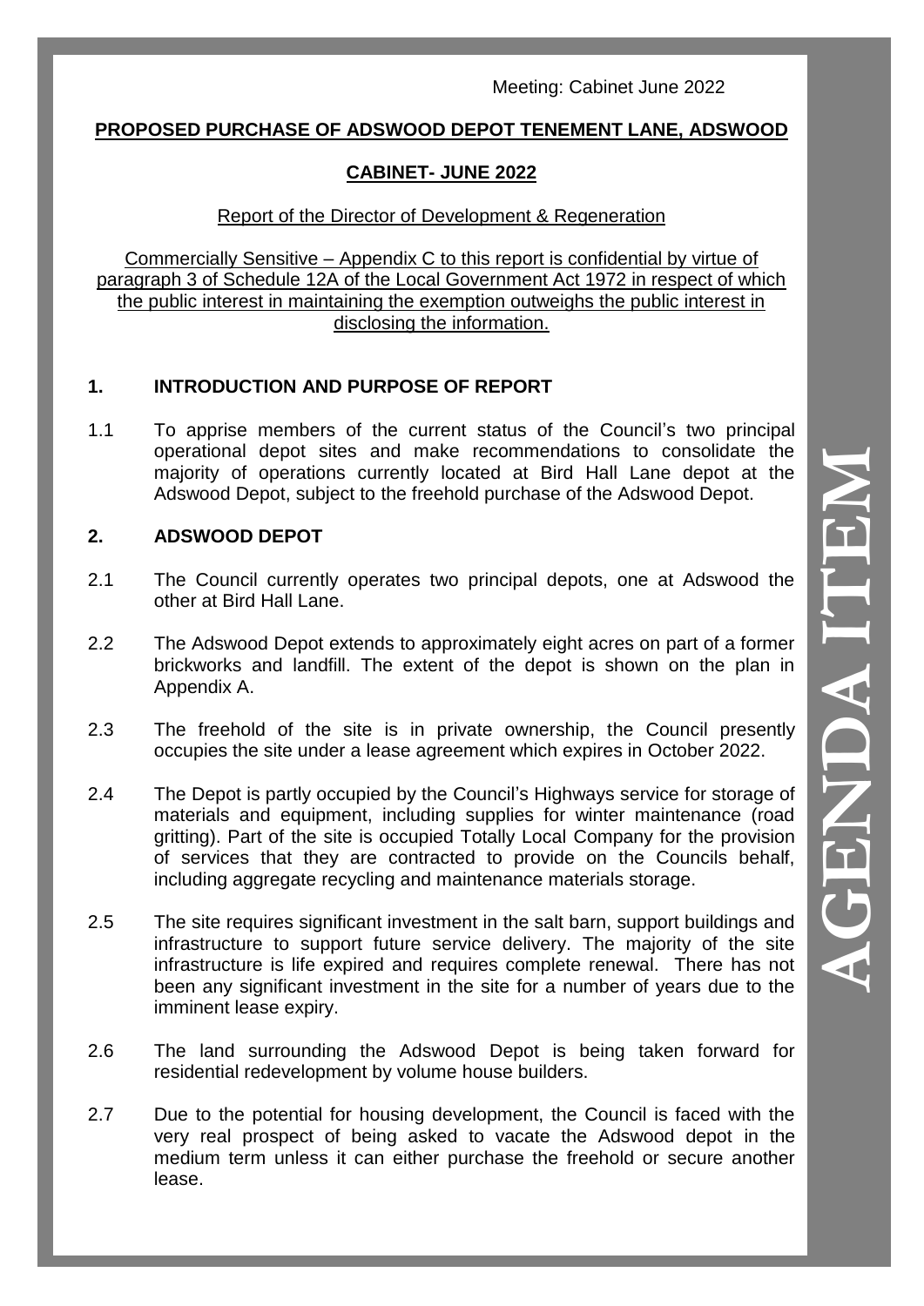Meeting: Cabinet June 2022

**PROPOSED PURCHASE OF ADSWOOD DEPOT TENEMENT LANE, ADSWOOD**

**CABINET- JUNE 2022**

Report of the Director of Development & Regeneration

Commercially Sensitive – Appendix C to this report is confidential by virtue of paragraph 3 of Schedule 12A of the Local Government Act 1972 in respect of which the public interest in maintaining the exemption outweighs the public interest in disclosing the information.

## 1. INTRODUCTION AND PURPOSE OF REPORT

1.1 To apprise members of the current status of the Council's two principal operational depot sites and make recommendations to consolidate the majority of operations currently located at Bird Hall Lane depot at the Adswood Depot, subject to the freehold purchase of the Adswood Depot.

## 2. ADSWOOD DEPOT

2.1 The Council currently operates two principal depots, one at Adswood the other at Bird Hall Lane.

2.2 The Adswood Depot extends to approximately eight acres on part of a former brickworks and landfill. The extent of the depot is shown on the plan in Appendix A.

2.3 The freehold of the site is in private ownership, the Council presently occupies the site under a lease agreement which expires in October 2022.

2.4 The Depot is partly occupied by the Council's Highways service for storage of materials and equipment, including supplies for winter maintenance (road gritting). Part of the site is occupied Totally Local Company for the provision of services that they are contracted to provide on the Councils behalf, including aggregate recycling and maintenance materials storage.

2.5 The site requires significant investment in the salt barn, support buildings and infrastructure to support future service delivery. The majority of the site infrastructure is life expired and requires complete renewal. There has not been any significant investment in the site for a number of years due to the imminent lease expiry.

2.6 The land surrounding the Adswood Depot is being taken forward for residential redevelopment by volume house builders.

2.7 Due to the potential for housing development, the Council is faced with the very real prospect of being asked to vacate the Adswood depot in the medium term unless it can either purchase the freehold or secure another lease.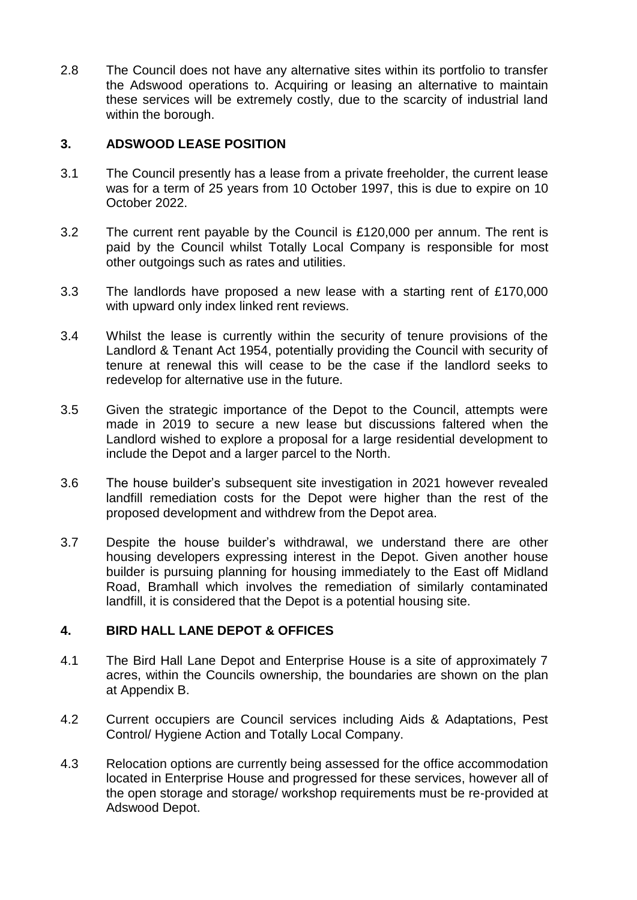2.8 The Council does not have any alternative sites within its portfolio to transfer the Adswood operations to. Acquiring or leasing an alternative to maintain these services will be extremely costly, due to the scarcity of industrial land within the borough.

## 3. ADSWOOD LEASE POSITION

3.1 The Council presently has a lease from a private freeholder, the current lease was for a term of 25 years from 10 October 1997, this is due to expire on 10 October 2022.

3.2 The current rent payable by the Council is £120,000 per annum. The rent is paid by the Council whilst Totally Local Company is responsible for most other outgoings such as rates and utilities.

3.3 The landlords have proposed a new lease with a starting rent of £170,000 with upward only index linked rent reviews.

3.4 Whilst the lease is currently within the security of tenure provisions of the Landlord & Tenant Act 1954, potentially providing the Council with security of tenure at renewal this will cease to be the case if the landlord seeks to redevelop for alternative use in the future.

3.5 Given the strategic importance of the Depot to the Council, attempts were made in 2019 to secure a new lease but discussions faltered when the Landlord wished to explore a proposal for a large residential development to include the Depot and a larger parcel to the North.

3.6 The house builder's subsequent site investigation in 2021 however revealed landfill remediation costs for the Depot were higher than the rest of the proposed development and withdrew from the Depot area.

3.7 Despite the house builder's withdrawal, we understand there are other housing developers expressing interest in the Depot. Given another house builder is pursuing planning for housing immediately to the East off Midland Road, Bramhall which involves the remediation of similarly contaminated landfill, it is considered that the Depot is a potential housing site.

## 4. BIRD HALL LANE DEPOT & OFFICES

4.1 The Bird Hall Lane Depot and Enterprise House is a site of approximately 7 acres, within the Councils ownership, the boundaries are shown on the plan at Appendix B.

4.2 Current occupiers are Council services including Aids & Adaptations, Pest Control/ Hygiene Action and Totally Local Company.

4.3 Relocation options are currently being assessed for the office accommodation located in Enterprise House and progressed for these services, however all of the open storage and storage/ workshop requirements must be re-provided at Adswood Depot.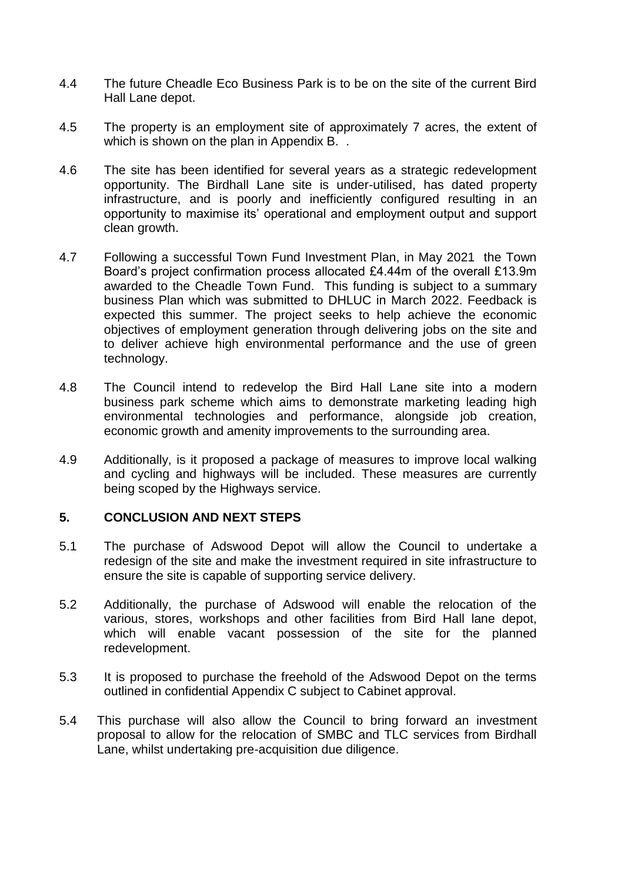4.4 The future Cheadle Eco Business Park is to be on the site of the current Bird Hall Lane depot.

4.5 The property is an employment site of approximately 7 acres, the extent of which is shown on the plan in Appendix B. .

4.6 The site has been identified for several years as a strategic redevelopment opportunity. The Birdhall Lane site is under-utilised, has dated property infrastructure, and is poorly and inefficiently configured resulting in an opportunity to maximise its' operational and employment output and support clean growth.

4.7 Following a successful Town Fund Investment Plan, in May 2021 the Town Board's project confirmation process allocated £4.44m of the overall £13.9m awarded to the Cheadle Town Fund. This funding is subject to a summary business Plan which was submitted to DHLUC in March 2022. Feedback is expected this summer. The project seeks to help achieve the economic objectives of employment generation through delivering jobs on the site and to deliver achieve high environmental performance and the use of green technology.

4.8 The Council intend to redevelop the Bird Hall Lane site into a modern business park scheme which aims to demonstrate marketing leading high environmental technologies and performance, alongside job creation, economic growth and amenity improvements to the surrounding area.

4.9 Additionally, is it proposed a package of measures to improve local walking and cycling and highways will be included. These measures are currently being scoped by the Highways service.

## 5. CONCLUSION AND NEXT STEPS

5.1 The purchase of Adswood Depot will allow the Council to undertake a redesign of the site and make the investment required in site infrastructure to ensure the site is capable of supporting service delivery.

5.2 Additionally, the purchase of Adswood will enable the relocation of the various, stores, workshops and other facilities from Bird Hall lane depot, which will enable vacant possession of the site for the planned redevelopment.

5.3 It is proposed to purchase the freehold of the Adswood Depot on the terms outlined in confidential Appendix C subject to Cabinet approval.

5.4 This purchase will also allow the Council to bring forward an investment proposal to allow for the relocation of SMBC and TLC services from Birdhall Lane, whilst undertaking pre-acquisition due diligence.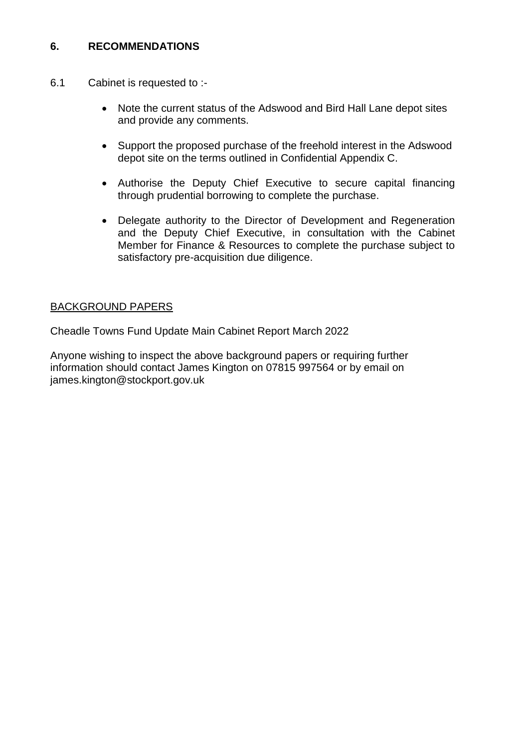## 6. RECOMMENDATIONS

6.1 Cabinet is requested to :-

- Note the current status of the Adswood and Bird Hall Lane depot sites and provide any comments.
- Support the proposed purchase of the freehold interest in the Adswood depot site on the terms outlined in Confidential Appendix C.
- Authorise the Deputy Chief Executive to secure capital financing through prudential borrowing to complete the purchase.
- Delegate authority to the Director of Development and Regeneration and the Deputy Chief Executive, in consultation with the Cabinet Member for Finance & Resources to complete the purchase subject to satisfactory pre-acquisition due diligence.

BACKGROUND PAPERS

Cheadle Towns Fund Update Main Cabinet Report March 2022

Anyone wishing to inspect the above background papers or requiring further information should contact James Kington on 07815 997564 or by email on james.kington@stockport.gov.uk